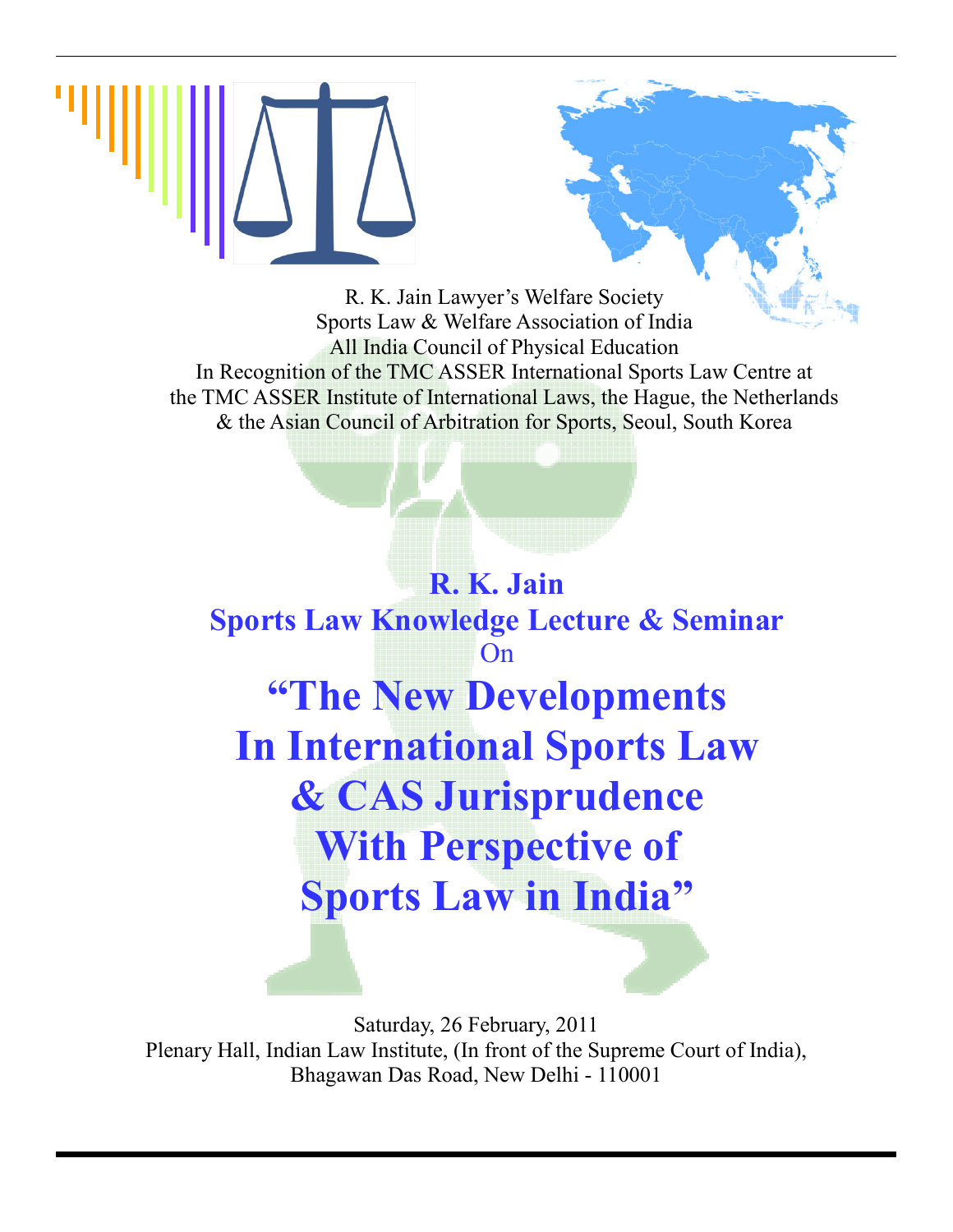R. K. Jain Lawyer's Welfare Society
Sports Law & Welfare Association of India
All India Council of Physical Education
In Recognition of the TMC ASSER International Sports Law Centre at
the TMC ASSER Institute of International Laws, the Hague, the Netherlands
& the Asian Council of Arbitration for Sports, Seoul, South Korea

## R. K. Jain
## Sports Law Knowledge Lecture & Seminar

On

# "The New Developments In International Sports Law & CAS Jurisprudence With Perspective of Sports Law in India"

Saturday, 26 February, 2011
Plenary Hall, Indian Law Institute, (In front of the Supreme Court of India),
Bhagawan Das Road, New Delhi - 110001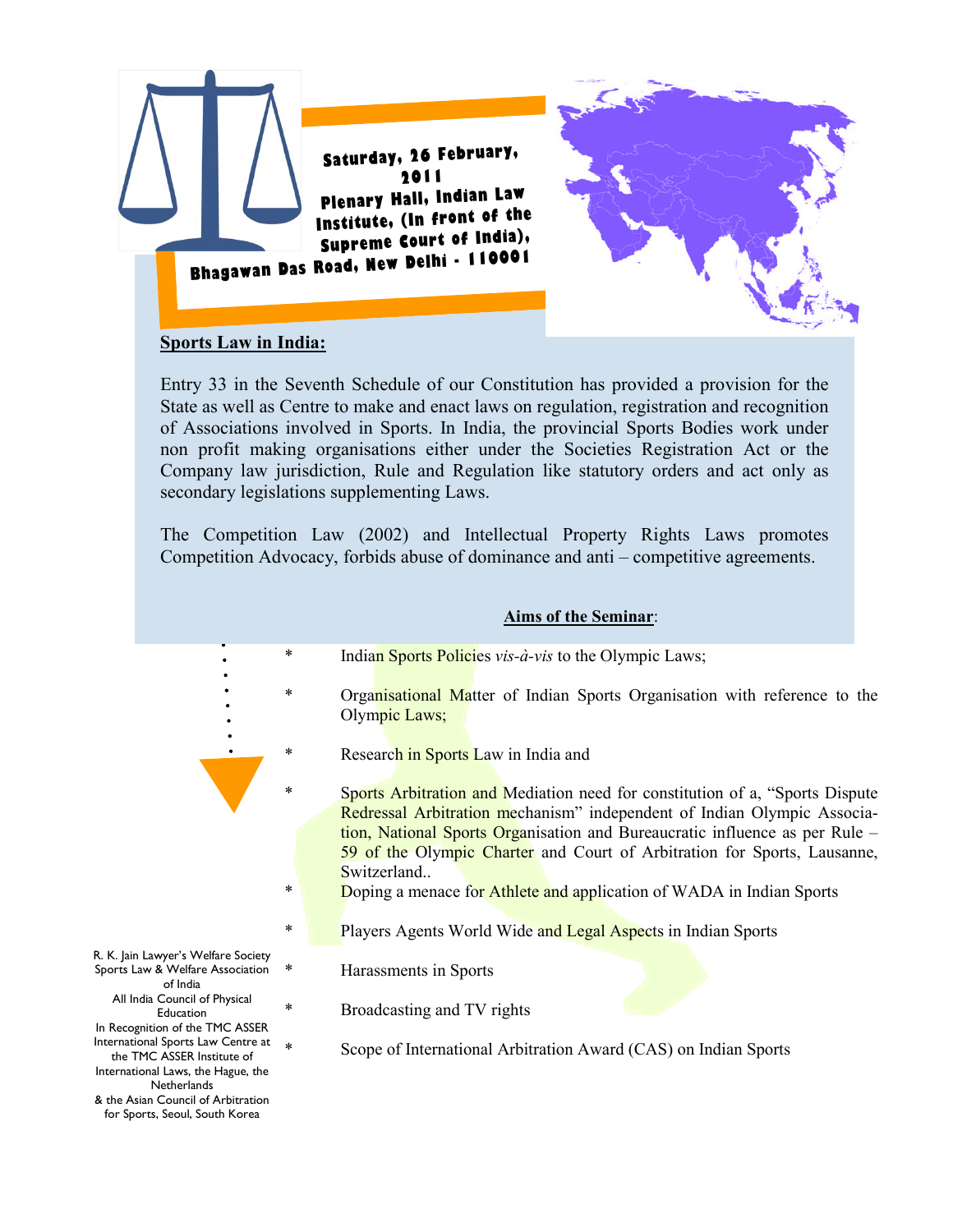**Saturday, 26 February, 2011**
**Plenary Hall, Indian Law Institute, (In front of the Supreme Court of India),**
**Bhagawan Das Road, New Delhi - 110001**

## Sports Law in India:

Entry 33 in the Seventh Schedule of our Constitution has provided a provision for the State as well as Centre to make and enact laws on regulation, registration and recognition of Associations involved in Sports. In India, the provincial Sports Bodies work under non profit making organisations either under the Societies Registration Act or the Company law jurisdiction, Rule and Regulation like statutory orders and act only as secondary legislations supplementing Laws.

The Competition Law (2002) and Intellectual Property Rights Laws promotes Competition Advocacy, forbids abuse of dominance and anti – competitive agreements.

## Aims of the Seminar:

- Indian Sports Policies *vis-à-vis* to the Olympic Laws;
- Organisational Matter of Indian Sports Organisation with reference to the Olympic Laws;
- Research in Sports Law in India and
- Sports Arbitration and Mediation need for constitution of a, "Sports Dispute Redressal Arbitration mechanism" independent of Indian Olympic Association, National Sports Organisation and Bureaucratic influence as per Rule – 59 of the Olympic Charter and Court of Arbitration for Sports, Lausanne, Switzerland..
- Doping a menace for Athlete and application of WADA in Indian Sports
- Players Agents World Wide and Legal Aspects in Indian Sports
- Harassments in Sports
- Broadcasting and TV rights
- Scope of International Arbitration Award (CAS) on Indian Sports

R. K. Jain Lawyer's Welfare Society
Sports Law & Welfare Association of India
All India Council of Physical Education
In Recognition of the TMC ASSER International Sports Law Centre at the TMC ASSER Institute of International Laws, the Hague, the Netherlands
& the Asian Council of Arbitration for Sports, Seoul, South Korea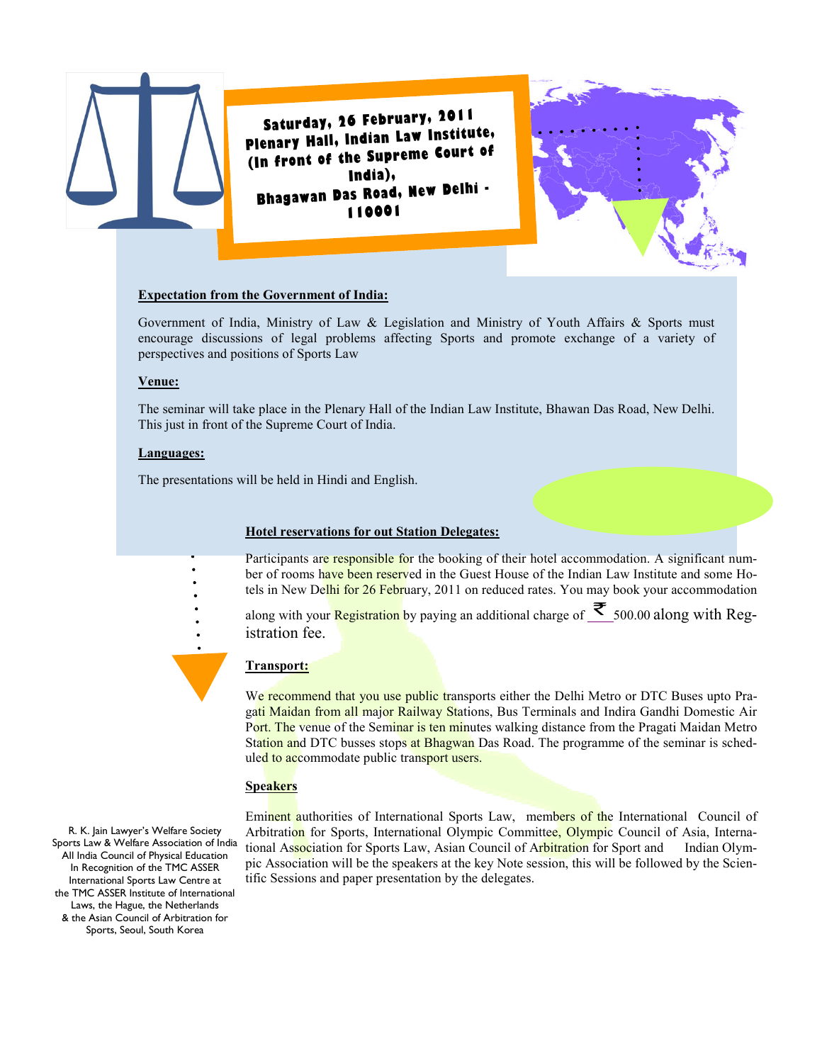**Saturday, 26 February, 2011**
**Plenary Hall, Indian Law Institute,**
**(In front of the Supreme Court of India),**
**Bhagawan Das Road, New Delhi - 110001**

**Expectation from the Government of India:**

Government of India, Ministry of Law & Legislation and Ministry of Youth Affairs & Sports must encourage discussions of legal problems affecting Sports and promote exchange of a variety of perspectives and positions of Sports Law

**Venue:**

The seminar will take place in the Plenary Hall of the Indian Law Institute, Bhawan Das Road, New Delhi. This just in front of the Supreme Court of India.

**Languages:**

The presentations will be held in Hindi and English.

**Hotel reservations for out Station Delegates:**

Participants are responsible for the booking of their hotel accommodation. A significant number of rooms have been reserved in the Guest House of the Indian Law Institute and some Hotels in New Delhi for 26 February, 2011 on reduced rates. You may book your accommodation along with your Registration by paying an additional charge of ₹ 500.00 along with Registration fee.

**Transport:**

We recommend that you use public transports either the Delhi Metro or DTC Buses upto Pragati Maidan from all major Railway Stations, Bus Terminals and Indira Gandhi Domestic Air Port. The venue of the Seminar is ten minutes walking distance from the Pragati Maidan Metro Station and DTC busses stops at Bhagwan Das Road. The programme of the seminar is scheduled to accommodate public transport users.

**Speakers**

Eminent authorities of International Sports Law, members of the International Council of Arbitration for Sports, International Olympic Committee, Olympic Council of Asia, International Association for Sports Law, Asian Council of Arbitration for Sport and Indian Olympic Association will be the speakers at the key Note session, this will be followed by the Scientific Sessions and paper presentation by the delegates.

R. K. Jain Lawyer's Welfare Society
Sports Law & Welfare Association of India
All India Council of Physical Education
In Recognition of the TMC ASSER
International Sports Law Centre at
the TMC ASSER Institute of International
Laws, the Hague, the Netherlands
& the Asian Council of Arbitration for
Sports, Seoul, South Korea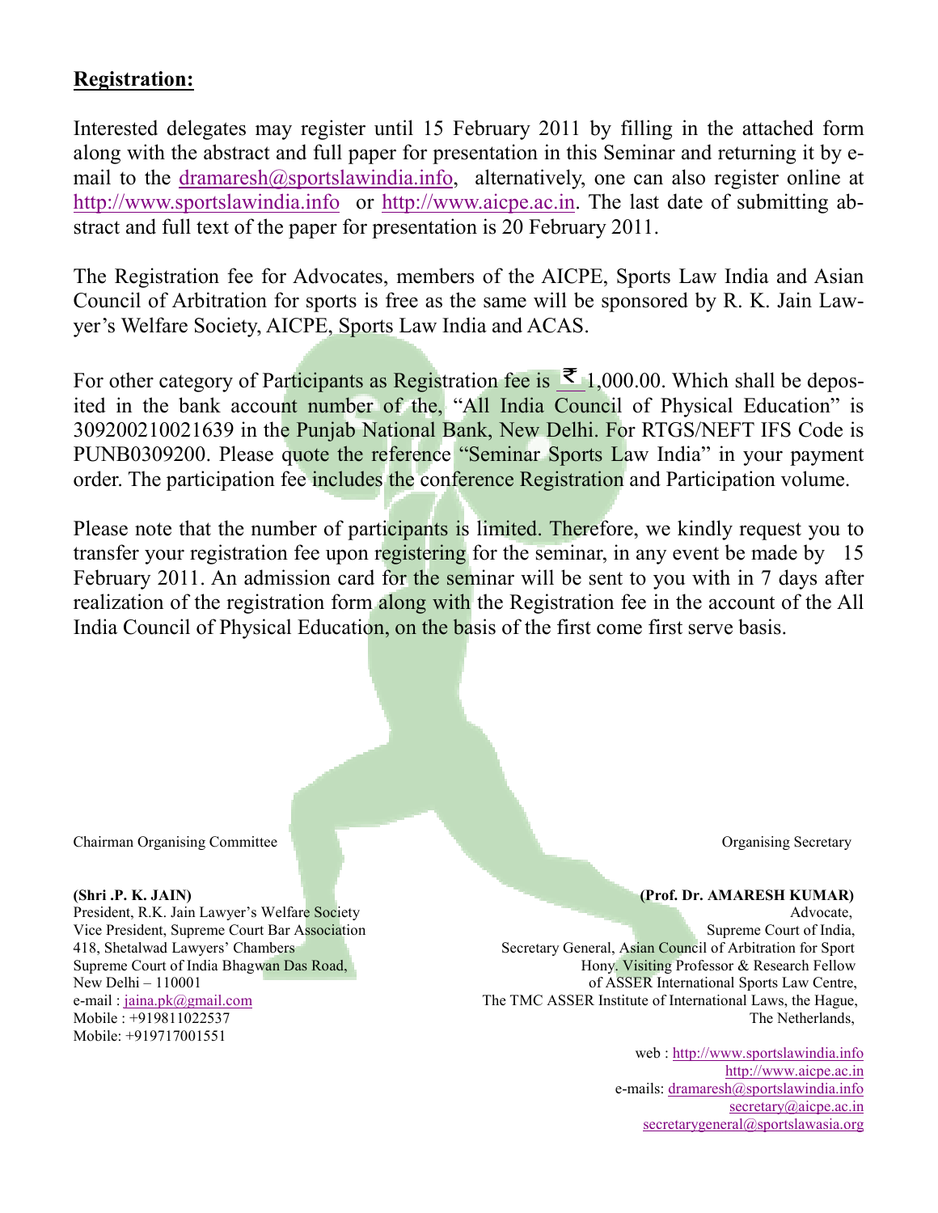## Registration:

Interested delegates may register until 15 February 2011 by filling in the attached form along with the abstract and full paper for presentation in this Seminar and returning it by e-mail to the dramaresh@sportslawindia.info, alternatively, one can also register online at http://www.sportslawindia.info or http://www.aicpe.ac.in. The last date of submitting abstract and full text of the paper for presentation is 20 February 2011.

The Registration fee for Advocates, members of the AICPE, Sports Law India and Asian Council of Arbitration for sports is free as the same will be sponsored by R. K. Jain Lawyer's Welfare Society, AICPE, Sports Law India and ACAS.

For other category of Participants as Registration fee is ₹ 1,000.00. Which shall be deposited in the bank account number of the, "All India Council of Physical Education" is 309200210021639 in the Punjab National Bank, New Delhi. For RTGS/NEFT IFS Code is PUNB0309200. Please quote the reference "Seminar Sports Law India" in your payment order. The participation fee includes the conference Registration and Participation volume.

Please note that the number of participants is limited. Therefore, we kindly request you to transfer your registration fee upon registering for the seminar, in any event be made by 15 February 2011. An admission card for the seminar will be sent to you with in 7 days after realization of the registration form along with the Registration fee in the account of the All India Council of Physical Education, on the basis of the first come first serve basis.

Chairman Organising Committee

**(Shri .P. K. JAIN)**
President, R.K. Jain Lawyer's Welfare Society
Vice President, Supreme Court Bar Association
418, Shetalwad Lawyers' Chambers
Supreme Court of India Bhagwan Das Road,
New Delhi – 110001
e-mail : jaina.pk@gmail.com
Mobile : +919811022537
Mobile: +919717001551

Organising Secretary

**(Prof. Dr. AMARESH KUMAR)**
Advocate,
Supreme Court of India,
Secretary General, Asian Council of Arbitration for Sport
Hony. Visiting Professor & Research Fellow
of ASSER International Sports Law Centre,
The TMC ASSER Institute of International Laws, the Hague,
The Netherlands,

web : http://www.sportslawindia.info
http://www.aicpe.ac.in
e-mails: dramaresh@sportslawindia.info
secretary@aicpe.ac.in
secretarygeneral@sportslawasia.org